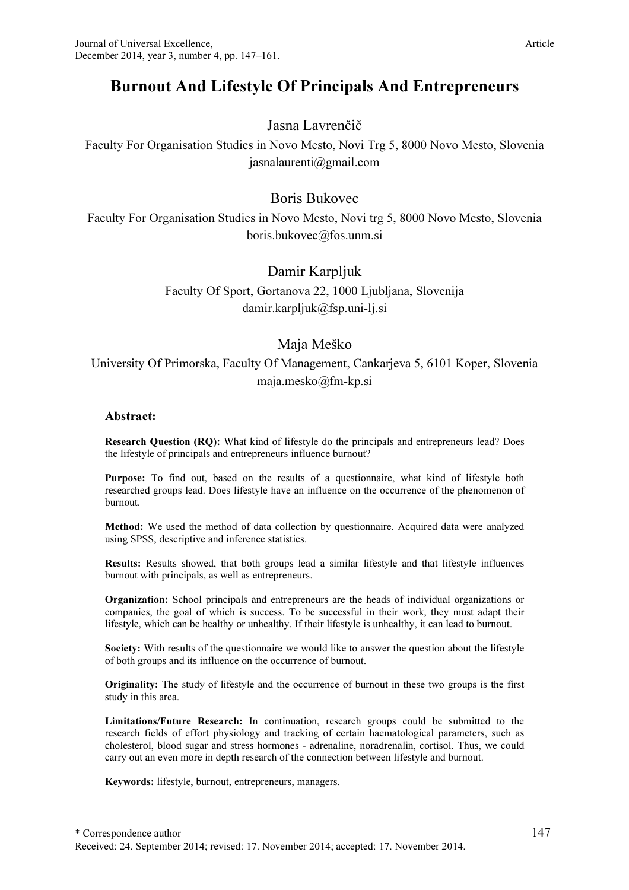# Burnout And Lifestyle Of Principals And Entrepreneurs

Jasna Lavrenčič

Faculty For Organisation Studies in Novo Mesto, Novi Trg 5, 8000 Novo Mesto, Slovenia
jasnalaurenti@gmail.com

Boris Bukovec

Faculty For Organisation Studies in Novo Mesto, Novi trg 5, 8000 Novo Mesto, Slovenia
boris.bukovec@fos.unm.si

Damir Karpljuk

Faculty Of Sport, Gortanova 22, 1000 Ljubljana, Slovenija
damir.karpljuk@fsp.uni-lj.si

Maja Meško

University Of Primorska, Faculty Of Management, Cankarjeva 5, 6101 Koper, Slovenia
maja.mesko@fm-kp.si

**Abstract:**

**Research Question (RQ):** What kind of lifestyle do the principals and entrepreneurs lead? Does the lifestyle of principals and entrepreneurs influence burnout?

**Purpose:** To find out, based on the results of a questionnaire, what kind of lifestyle both researched groups lead. Does lifestyle have an influence on the occurrence of the phenomenon of burnout.

**Method:** We used the method of data collection by questionnaire. Acquired data were analyzed using SPSS, descriptive and inference statistics.

**Results:** Results showed, that both groups lead a similar lifestyle and that lifestyle influences burnout with principals, as well as entrepreneurs.

**Organization:** School principals and entrepreneurs are the heads of individual organizations or companies, the goal of which is success. To be successful in their work, they must adapt their lifestyle, which can be healthy or unhealthy. If their lifestyle is unhealthy, it can lead to burnout.

**Society:** With results of the questionnaire we would like to answer the question about the lifestyle of both groups and its influence on the occurrence of burnout.

**Originality:** The study of lifestyle and the occurrence of burnout in these two groups is the first study in this area.

**Limitations/Future Research:** In continuation, research groups could be submitted to the research fields of effort physiology and tracking of certain haematological parameters, such as cholesterol, blood sugar and stress hormones - adrenaline, noradrenalin, cortisol. Thus, we could carry out an even more in depth research of the connection between lifestyle and burnout.

**Keywords:** lifestyle, burnout, entrepreneurs, managers.

* Correspondence author

Received: 24. September 2014; revised: 17. November 2014; accepted: 17. November 2014.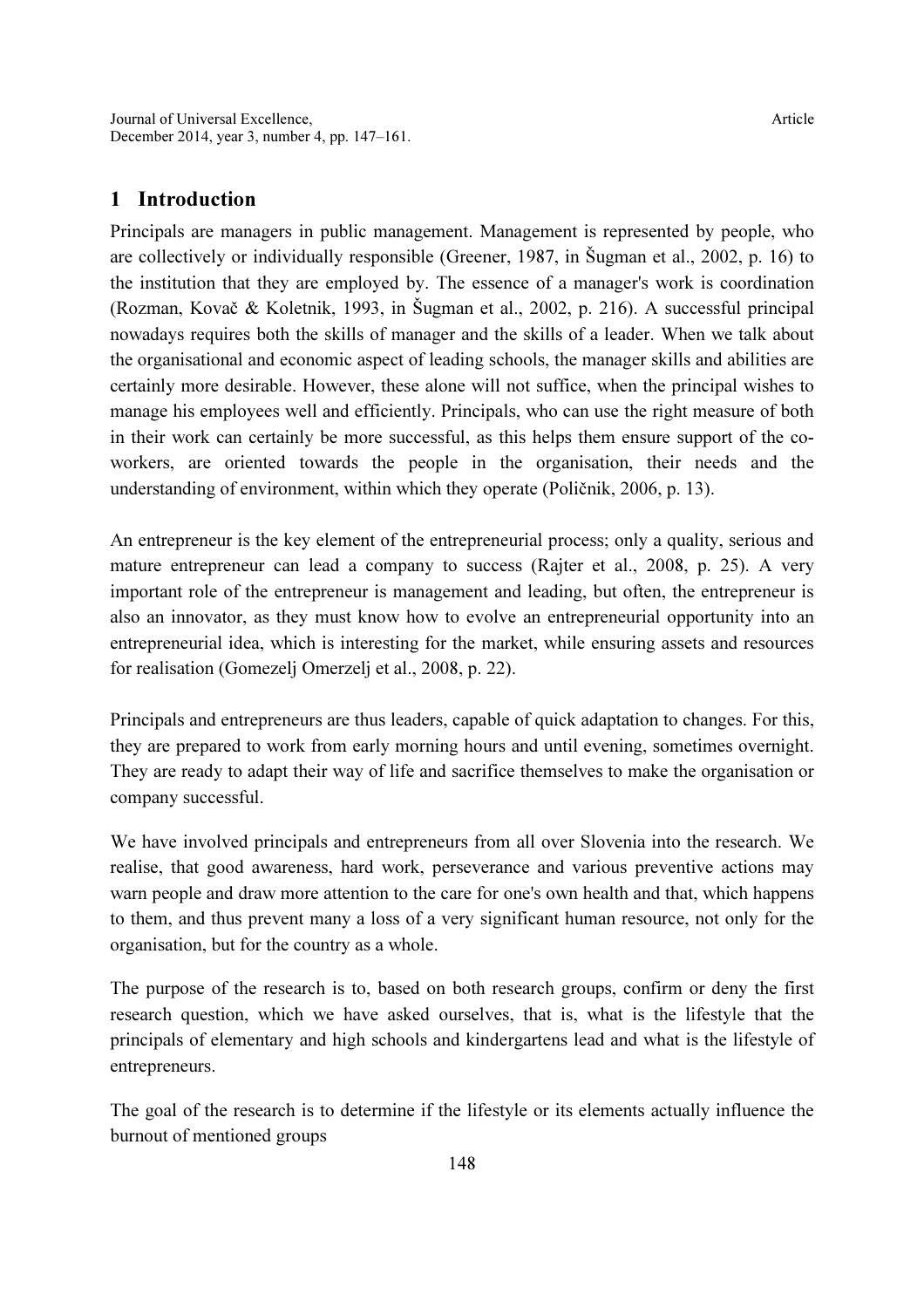## 1 Introduction

Principals are managers in public management. Management is represented by people, who are collectively or individually responsible (Greener, 1987, in Šugman et al., 2002, p. 16) to the institution that they are employed by. The essence of a manager's work is coordination (Rozman, Kovač & Koletnik, 1993, in Šugman et al., 2002, p. 216). A successful principal nowadays requires both the skills of manager and the skills of a leader. When we talk about the organisational and economic aspect of leading schools, the manager skills and abilities are certainly more desirable. However, these alone will not suffice, when the principal wishes to manage his employees well and efficiently. Principals, who can use the right measure of both in their work can certainly be more successful, as this helps them ensure support of the co-workers, are oriented towards the people in the organisation, their needs and the understanding of environment, within which they operate (Poličnik, 2006, p. 13).

An entrepreneur is the key element of the entrepreneurial process; only a quality, serious and mature entrepreneur can lead a company to success (Rajter et al., 2008, p. 25). A very important role of the entrepreneur is management and leading, but often, the entrepreneur is also an innovator, as they must know how to evolve an entrepreneurial opportunity into an entrepreneurial idea, which is interesting for the market, while ensuring assets and resources for realisation (Gomezelj Omerzelj et al., 2008, p. 22).

Principals and entrepreneurs are thus leaders, capable of quick adaptation to changes. For this, they are prepared to work from early morning hours and until evening, sometimes overnight. They are ready to adapt their way of life and sacrifice themselves to make the organisation or company successful.

We have involved principals and entrepreneurs from all over Slovenia into the research. We realise, that good awareness, hard work, perseverance and various preventive actions may warn people and draw more attention to the care for one's own health and that, which happens to them, and thus prevent many a loss of a very significant human resource, not only for the organisation, but for the country as a whole.

The purpose of the research is to, based on both research groups, confirm or deny the first research question, which we have asked ourselves, that is, what is the lifestyle that the principals of elementary and high schools and kindergartens lead and what is the lifestyle of entrepreneurs.

The goal of the research is to determine if the lifestyle or its elements actually influence the burnout of mentioned groups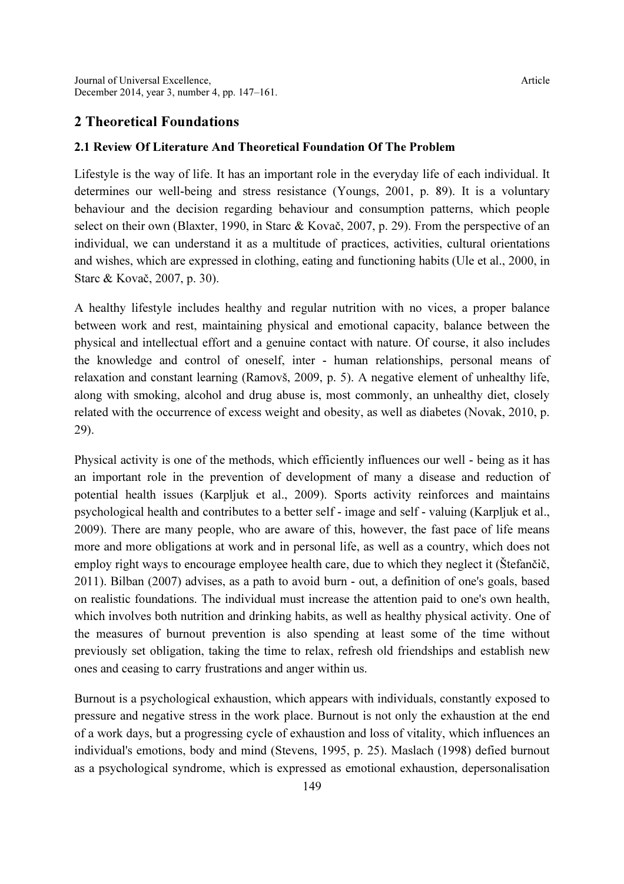## 2 Theoretical Foundations

### 2.1 Review Of Literature And Theoretical Foundation Of The Problem

Lifestyle is the way of life. It has an important role in the everyday life of each individual. It determines our well-being and stress resistance (Youngs, 2001, p. 89). It is a voluntary behaviour and the decision regarding behaviour and consumption patterns, which people select on their own (Blaxter, 1990, in Starc & Kovač, 2007, p. 29). From the perspective of an individual, we can understand it as a multitude of practices, activities, cultural orientations and wishes, which are expressed in clothing, eating and functioning habits (Ule et al., 2000, in Starc & Kovač, 2007, p. 30).

A healthy lifestyle includes healthy and regular nutrition with no vices, a proper balance between work and rest, maintaining physical and emotional capacity, balance between the physical and intellectual effort and a genuine contact with nature. Of course, it also includes the knowledge and control of oneself, inter - human relationships, personal means of relaxation and constant learning (Ramovš, 2009, p. 5). A negative element of unhealthy life, along with smoking, alcohol and drug abuse is, most commonly, an unhealthy diet, closely related with the occurrence of excess weight and obesity, as well as diabetes (Novak, 2010, p. 29).

Physical activity is one of the methods, which efficiently influences our well - being as it has an important role in the prevention of development of many a disease and reduction of potential health issues (Karpljuk et al., 2009). Sports activity reinforces and maintains psychological health and contributes to a better self - image and self - valuing (Karpljuk et al., 2009). There are many people, who are aware of this, however, the fast pace of life means more and more obligations at work and in personal life, as well as a country, which does not employ right ways to encourage employee health care, due to which they neglect it (Štefančič, 2011). Bilban (2007) advises, as a path to avoid burn - out, a definition of one's goals, based on realistic foundations. The individual must increase the attention paid to one's own health, which involves both nutrition and drinking habits, as well as healthy physical activity. One of the measures of burnout prevention is also spending at least some of the time without previously set obligation, taking the time to relax, refresh old friendships and establish new ones and ceasing to carry frustrations and anger within us.

Burnout is a psychological exhaustion, which appears with individuals, constantly exposed to pressure and negative stress in the work place. Burnout is not only the exhaustion at the end of a work days, but a progressing cycle of exhaustion and loss of vitality, which influences an individual's emotions, body and mind (Stevens, 1995, p. 25). Maslach (1998) defied burnout as a psychological syndrome, which is expressed as emotional exhaustion, depersonalisation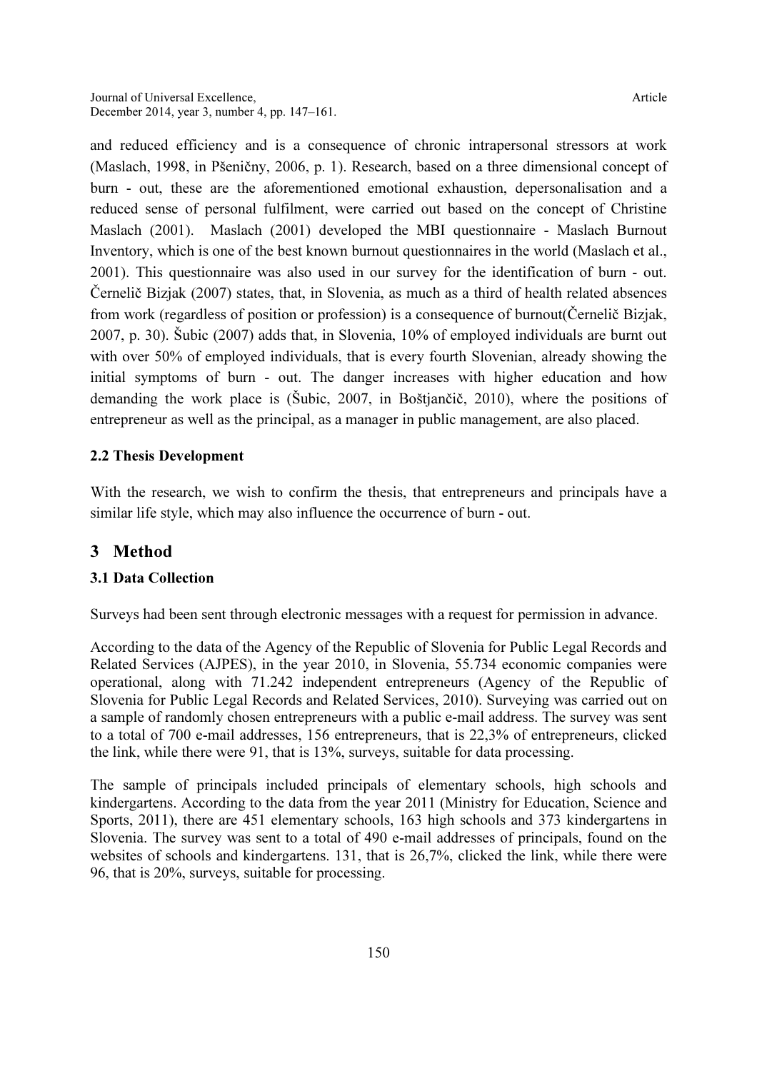and reduced efficiency and is a consequence of chronic intrapersonal stressors at work (Maslach, 1998, in Pšeničny, 2006, p. 1). Research, based on a three dimensional concept of burn - out, these are the aforementioned emotional exhaustion, depersonalisation and a reduced sense of personal fulfilment, were carried out based on the concept of Christine Maslach (2001). Maslach (2001) developed the MBI questionnaire - Maslach Burnout Inventory, which is one of the best known burnout questionnaires in the world (Maslach et al., 2001). This questionnaire was also used in our survey for the identification of burn - out. Černelič Bizjak (2007) states, that, in Slovenia, as much as a third of health related absences from work (regardless of position or profession) is a consequence of burnout(Černelič Bizjak, 2007, p. 30). Šubic (2007) adds that, in Slovenia, 10% of employed individuals are burnt out with over 50% of employed individuals, that is every fourth Slovenian, already showing the initial symptoms of burn - out. The danger increases with higher education and how demanding the work place is (Šubic, 2007, in Boštjančič, 2010), where the positions of entrepreneur as well as the principal, as a manager in public management, are also placed.

### 2.2 Thesis Development

With the research, we wish to confirm the thesis, that entrepreneurs and principals have a similar life style, which may also influence the occurrence of burn - out.

## 3 Method

### 3.1 Data Collection

Surveys had been sent through electronic messages with a request for permission in advance.

According to the data of the Agency of the Republic of Slovenia for Public Legal Records and Related Services (AJPES), in the year 2010, in Slovenia, 55.734 economic companies were operational, along with 71.242 independent entrepreneurs (Agency of the Republic of Slovenia for Public Legal Records and Related Services, 2010). Surveying was carried out on a sample of randomly chosen entrepreneurs with a public e-mail address. The survey was sent to a total of 700 e-mail addresses, 156 entrepreneurs, that is 22,3% of entrepreneurs, clicked the link, while there were 91, that is 13%, surveys, suitable for data processing.

The sample of principals included principals of elementary schools, high schools and kindergartens. According to the data from the year 2011 (Ministry for Education, Science and Sports, 2011), there are 451 elementary schools, 163 high schools and 373 kindergartens in Slovenia. The survey was sent to a total of 490 e-mail addresses of principals, found on the websites of schools and kindergartens. 131, that is 26,7%, clicked the link, while there were 96, that is 20%, surveys, suitable for processing.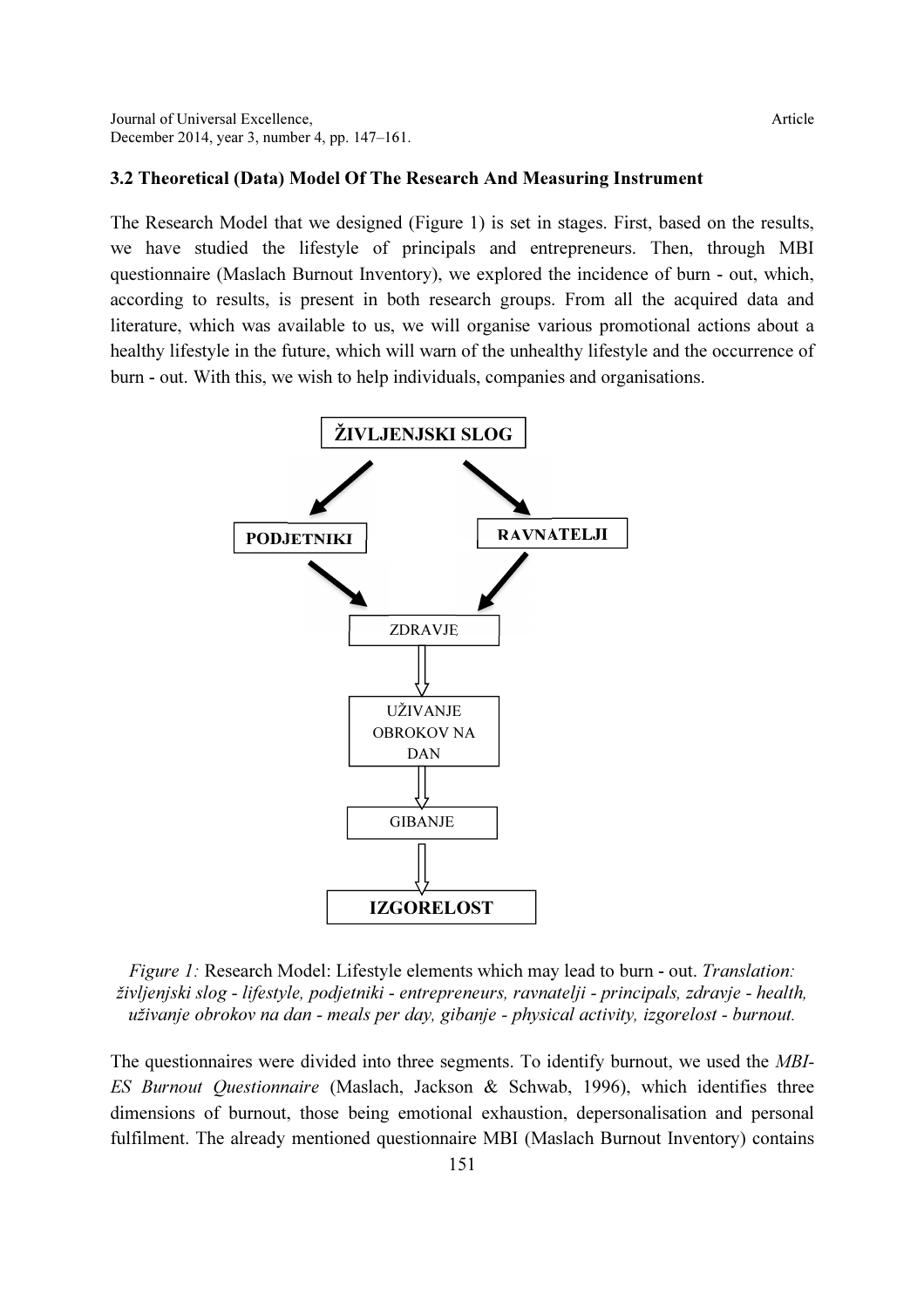### 3.2 Theoretical (Data) Model Of The Research And Measuring Instrument

The Research Model that we designed (Figure 1) is set in stages. First, based on the results, we have studied the lifestyle of principals and entrepreneurs. Then, through MBI questionnaire (Maslach Burnout Inventory), we explored the incidence of burn - out, which, according to results, is present in both research groups. From all the acquired data and literature, which was available to us, we will organise various promotional actions about a healthy lifestyle in the future, which will warn of the unhealthy lifestyle and the occurrence of burn - out. With this, we wish to help individuals, companies and organisations.

**ŽIVLJENJSKI SLOG**

**PODJETNIKI** | **RAVNATELJI**

ZDRAVJE

UŽIVANJE OBROKOV NA DAN

GIBANJE

**IZGORELOST**

*Figure 1:* Research Model: Lifestyle elements which may lead to burn - out. *Translation: življenjski slog - lifestyle, podjetniki - entrepreneurs, ravnatelji - principals, zdravje - health, uživanje obrokov na dan - meals per day, gibanje - physical activity, izgorelost - burnout.*

The questionnaires were divided into three segments. To identify burnout, we used the *MBI-ES Burnout Questionnaire* (Maslach, Jackson & Schwab, 1996), which identifies three dimensions of burnout, those being emotional exhaustion, depersonalisation and personal fulfilment. The already mentioned questionnaire MBI (Maslach Burnout Inventory) contains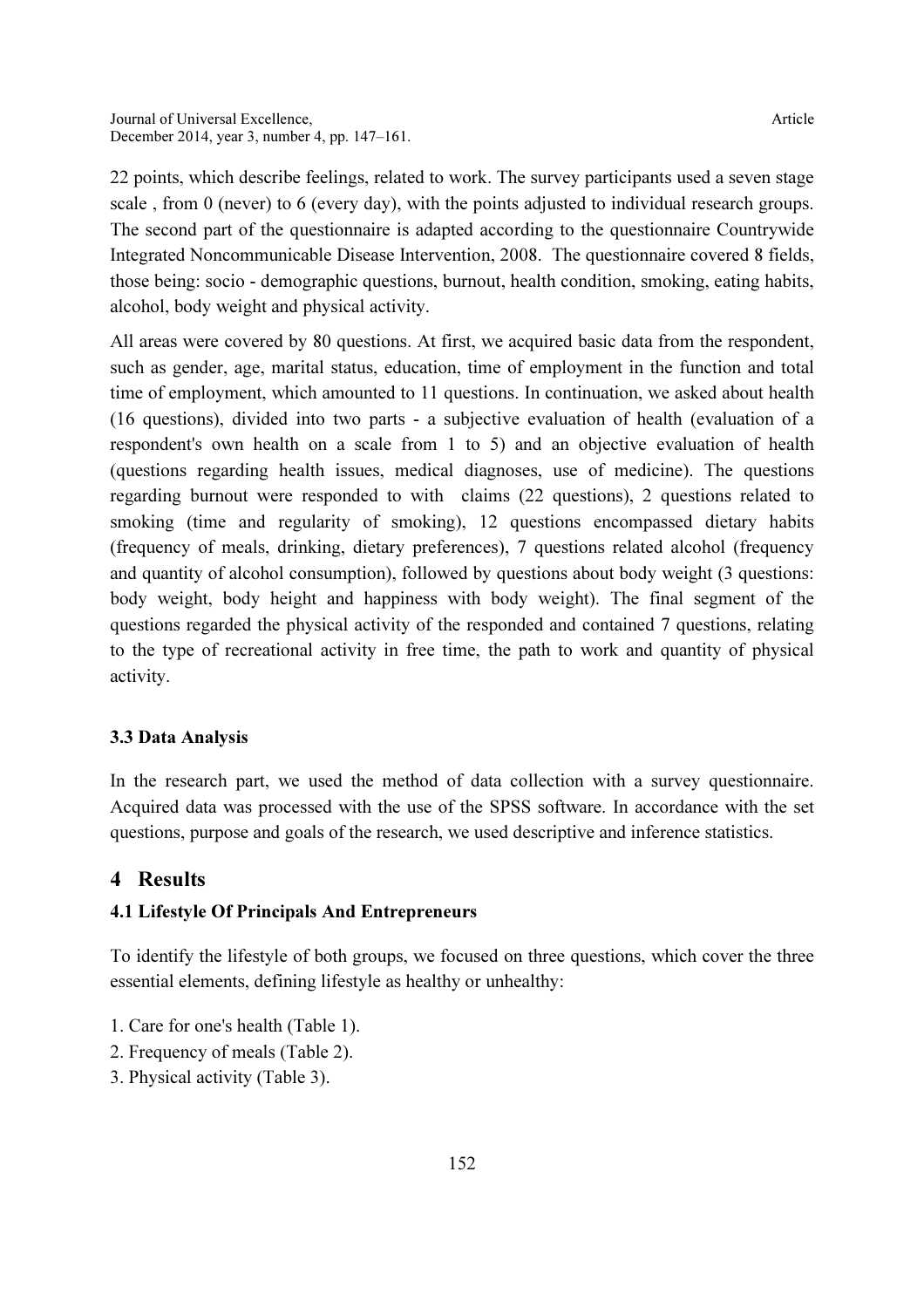22 points, which describe feelings, related to work. The survey participants used a seven stage scale , from 0 (never) to 6 (every day), with the points adjusted to individual research groups. The second part of the questionnaire is adapted according to the questionnaire Countrywide Integrated Noncommunicable Disease Intervention, 2008. The questionnaire covered 8 fields, those being: socio - demographic questions, burnout, health condition, smoking, eating habits, alcohol, body weight and physical activity.

All areas were covered by 80 questions. At first, we acquired basic data from the respondent, such as gender, age, marital status, education, time of employment in the function and total time of employment, which amounted to 11 questions. In continuation, we asked about health (16 questions), divided into two parts - a subjective evaluation of health (evaluation of a respondent's own health on a scale from 1 to 5) and an objective evaluation of health (questions regarding health issues, medical diagnoses, use of medicine). The questions regarding burnout were responded to with claims (22 questions), 2 questions related to smoking (time and regularity of smoking), 12 questions encompassed dietary habits (frequency of meals, drinking, dietary preferences), 7 questions related alcohol (frequency and quantity of alcohol consumption), followed by questions about body weight (3 questions: body weight, body height and happiness with body weight). The final segment of the questions regarded the physical activity of the responded and contained 7 questions, relating to the type of recreational activity in free time, the path to work and quantity of physical activity.

### 3.3 Data Analysis

In the research part, we used the method of data collection with a survey questionnaire. Acquired data was processed with the use of the SPSS software. In accordance with the set questions, purpose and goals of the research, we used descriptive and inference statistics.

## 4 Results

### 4.1 Lifestyle Of Principals And Entrepreneurs

To identify the lifestyle of both groups, we focused on three questions, which cover the three essential elements, defining lifestyle as healthy or unhealthy:

1. Care for one's health (Table 1).
2. Frequency of meals (Table 2).
3. Physical activity (Table 3).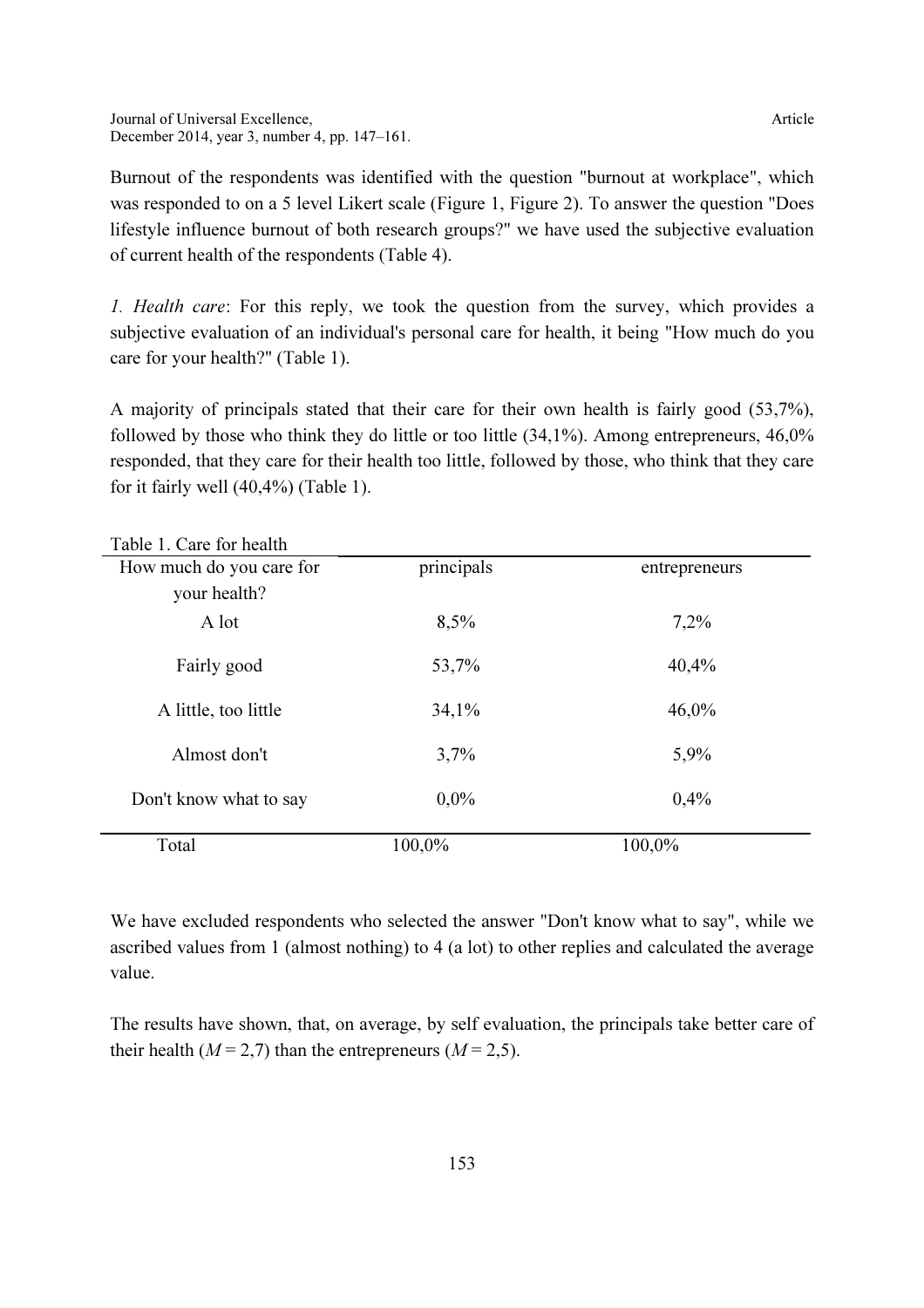Burnout of the respondents was identified with the question "burnout at workplace", which was responded to on a 5 level Likert scale (Figure 1, Figure 2). To answer the question "Does lifestyle influence burnout of both research groups?" we have used the subjective evaluation of current health of the respondents (Table 4).

*1. Health care*: For this reply, we took the question from the survey, which provides a subjective evaluation of an individual's personal care for health, it being "How much do you care for your health?" (Table 1).

A majority of principals stated that their care for their own health is fairly good (53,7%), followed by those who think they do little or too little (34,1%). Among entrepreneurs, 46,0% responded, that they care for their health too little, followed by those, who think that they care for it fairly well (40,4%) (Table 1).

Table 1. Care for health

| How much do you care for your health? | principals | entrepreneurs |
|---|---|---|
| A lot | 8,5% | 7,2% |
| Fairly good | 53,7% | 40,4% |
| A little, too little | 34,1% | 46,0% |
| Almost don't | 3,7% | 5,9% |
| Don't know what to say | 0,0% | 0,4% |
| Total | 100,0% | 100,0% |

We have excluded respondents who selected the answer "Don't know what to say", while we ascribed values from 1 (almost nothing) to 4 (a lot) to other replies and calculated the average value.

The results have shown, that, on average, by self evaluation, the principals take better care of their health ($M = 2,7$) than the entrepreneurs ($M = 2,5$).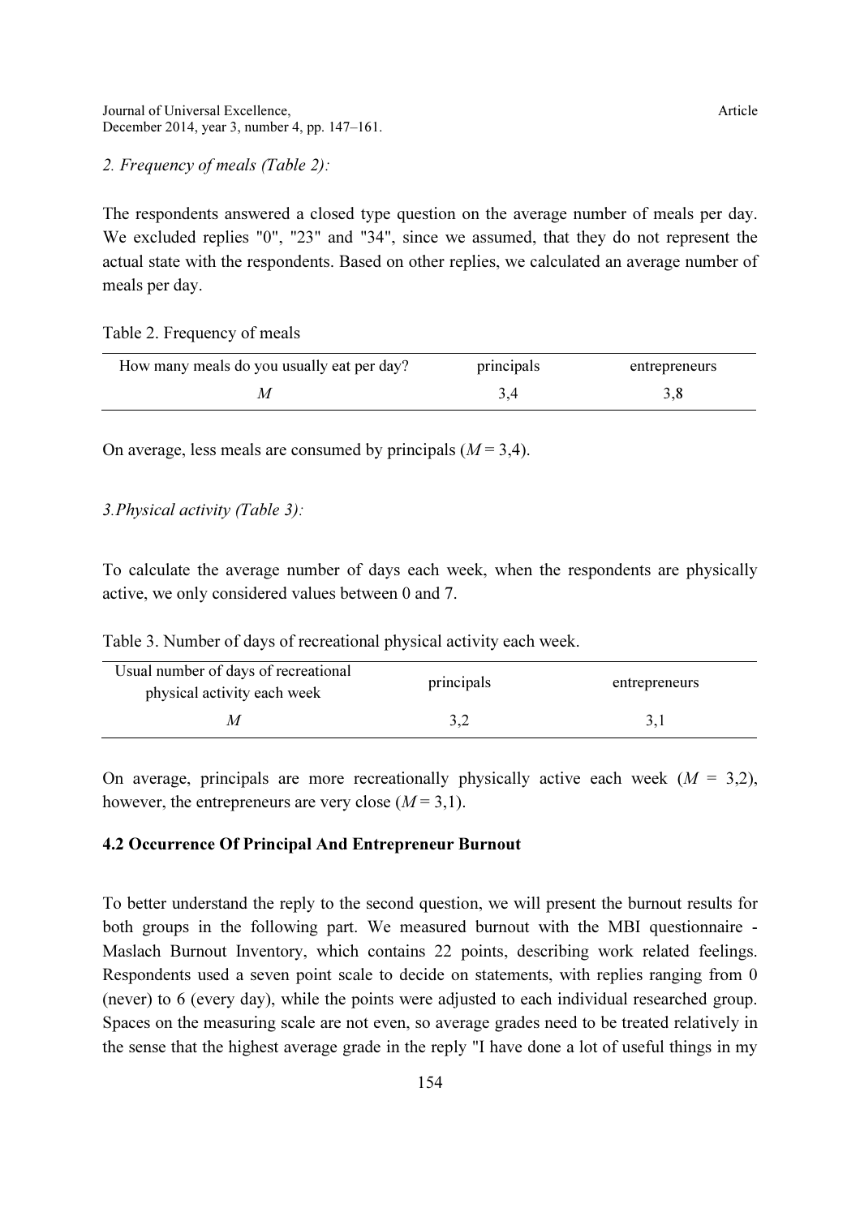*2. Frequency of meals (Table 2):*

The respondents answered a closed type question on the average number of meals per day. We excluded replies "0", "23" and "34", since we assumed, that they do not represent the actual state with the respondents. Based on other replies, we calculated an average number of meals per day.

Table 2. Frequency of meals

| How many meals do you usually eat per day? | principals | entrepreneurs |
|---|---|---|
| $M$ | 3,4 | 3,8 |

On average, less meals are consumed by principals ($M$ = 3,4).

*3.Physical activity (Table 3):*

To calculate the average number of days each week, when the respondents are physically active, we only considered values between 0 and 7.

Table 3. Number of days of recreational physical activity each week.

| Usual number of days of recreational physical activity each week | principals | entrepreneurs |
|---|---|---|
| $M$ | 3,2 | 3,1 |

On average, principals are more recreationally physically active each week ($M$ = 3,2), however, the entrepreneurs are very close ($M$ = 3,1).

### 4.2 Occurrence Of Principal And Entrepreneur Burnout

To better understand the reply to the second question, we will present the burnout results for both groups in the following part. We measured burnout with the MBI questionnaire - Maslach Burnout Inventory, which contains 22 points, describing work related feelings. Respondents used a seven point scale to decide on statements, with replies ranging from 0 (never) to 6 (every day), while the points were adjusted to each individual researched group. Spaces on the measuring scale are not even, so average grades need to be treated relatively in the sense that the highest average grade in the reply "I have done a lot of useful things in my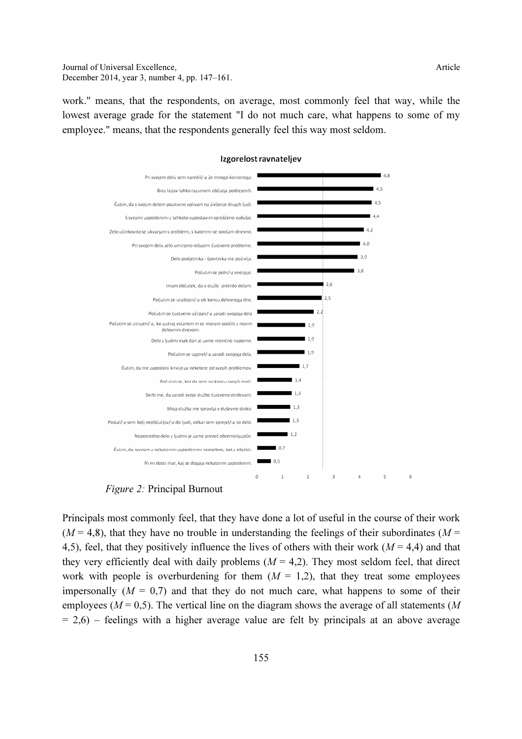work." means, that the respondents, on average, most commonly feel that way, while the lowest average grade for the statement "I do not much care, what happens to some of my employee." means, that the respondents generally feel this way most seldom.

**Izgorelost ravnateljev**

| Statement | Value |
|---|---|
| Pri svojem delu sem naredil/-a že mnogo koristnega. | 4,8 |
| Brez težav lahko razumem občutja podrejenih. | 4,5 |
| Čutim, da s svojim delom pozitivno vplivam na življenje drugih ljudi. | 4,5 |
| S svojimi zaposlenimi z lahkoto vzpostavim sproščeno vzdušje. | 4,4 |
| Zelo učinkovito se ukvarjam s problemi, s katerimi se soočam dnevno. | 4,2 |
| Pri svojem delu zelo umirjeno rešujem čustvene probleme. | 4,0 |
| Delo podjetnika - športnika me poživlja. | 3,9 |
| Počutim se poln/-a energije. | 3,8 |
| Imam občutek, da v službi pretrdo delam. | 2,6 |
| Počutim se izrabljen/-a ob koncu delovnega dne. | 2,5 |
| Počutim se čustveno izčrpan/-a zaradi svojega dela | 2,2 |
| Počutim se utrujen/-a, ko zjutraj vstanem in se moram soočiti z novim delovnim dnevom. | 1,9 |
| Delo z ljudmi vsak dan je zame resnično naporno. | 1,9 |
| Počutim se izgorel/-a zaradi svojega dela. | 1,9 |
| Čutim, da me zaposleni krivijo za nekatere od svojih problemov. | 1,7 |
| Počutim se, kot da sem na koncu svojih moči. | 1,4 |
| Skrbi me, da zaradi svoje službe čustveno otrdevam. | 1,3 |
| Moja služba me spravlja v duševno stisko. | 1,3 |
| Postal/-a sem bolj neobčutljiv/-a do ljudi, odkar sem sprejel/-a to delo. | 1,3 |
| Neposredno delo z ljudmi je zame preveč obremenjujoče. | 1,2 |
| Čutim, da ravnam z nekaterimi zaposlenimi neosebno, kot z objekti. | 0.7 |
| Ni mi dosti mar, kaj se dogaja nekaterim zaposlenim. | 0,5 |

*Figure 2:* Principal Burnout

Principals most commonly feel, that they have done a lot of useful in the course of their work ($M$ = 4,8), that they have no trouble in understanding the feelings of their subordinates ($M$ = 4,5), feel, that they positively influence the lives of others with their work ($M$ = 4,4) and that they very efficiently deal with daily problems ($M$ = 4,2). They most seldom feel, that direct work with people is overburdening for them ($M$ = 1,2), that they treat some employees impersonally ($M$ = 0,7) and that they do not much care, what happens to some of their employees ($M$ = 0,5). The vertical line on the diagram shows the average of all statements ($M$ = 2,6) – feelings with a higher average value are felt by principals at an above average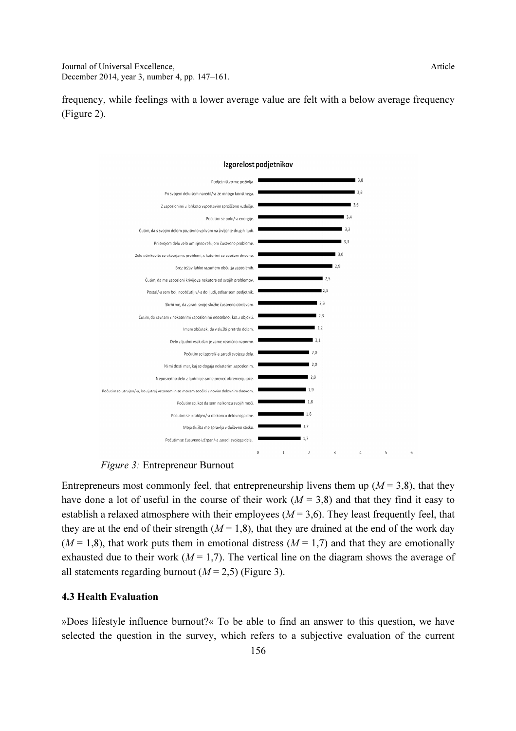frequency, while feelings with a lower average value are felt with a below average frequency (Figure 2).

*Figure 3:* Entrepreneur Burnout

Entrepreneurs most commonly feel, that entrepreneurship livens them up ($M$ = 3,8), that they have done a lot of useful in the course of their work ($M$ = 3,8) and that they find it easy to establish a relaxed atmosphere with their employees ($M$ = 3,6). They least frequently feel, that they are at the end of their strength ($M$ = 1,8), that they are drained at the end of the work day ($M$ = 1,8), that work puts them in emotional distress ($M$ = 1,7) and that they are emotionally exhausted due to their work ($M$ = 1,7). The vertical line on the diagram shows the average of all statements regarding burnout ($M$ = 2,5) (Figure 3).

### 4.3 Health Evaluation

»Does lifestyle influence burnout?« To be able to find an answer to this question, we have selected the question in the survey, which refers to a subjective evaluation of the current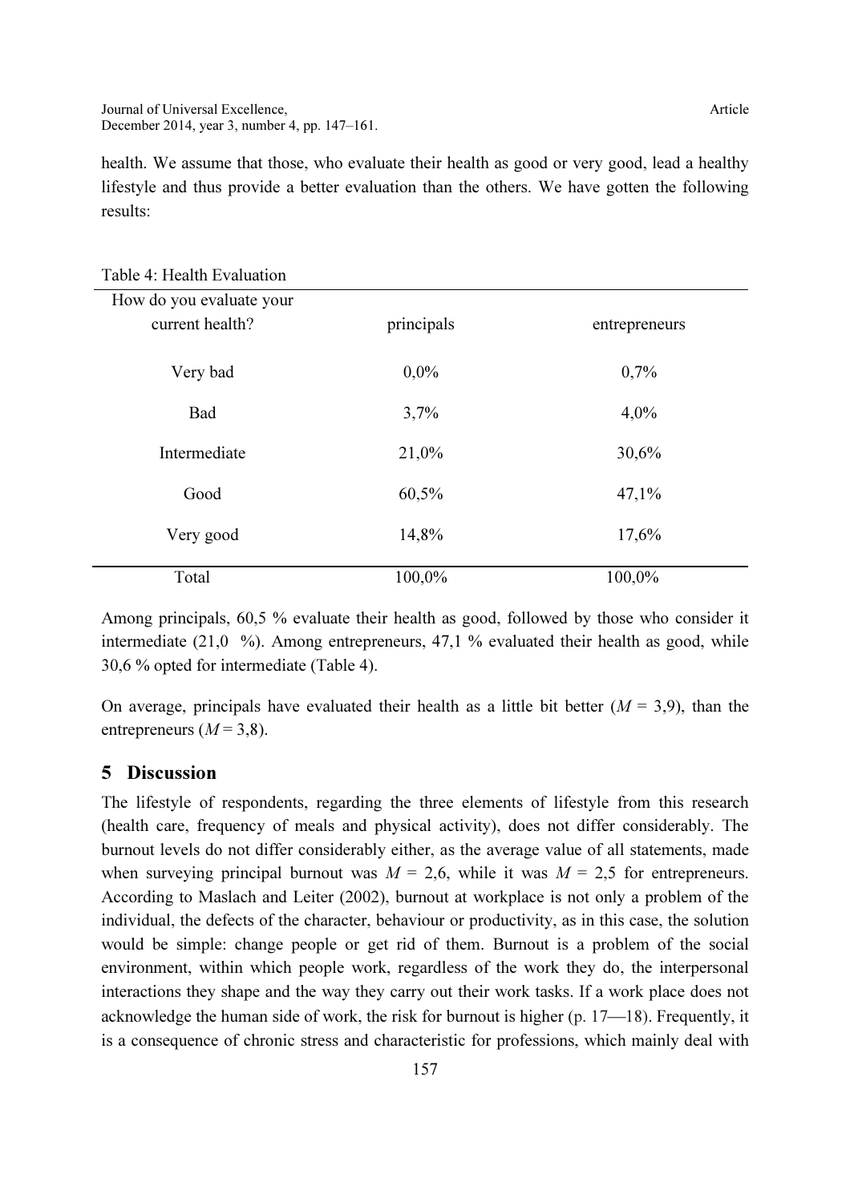health. We assume that those, who evaluate their health as good or very good, lead a healthy lifestyle and thus provide a better evaluation than the others. We have gotten the following results:

Table 4: Health Evaluation

| How do you evaluate your current health? | principals | entrepreneurs |
|---|---|---|
| Very bad | 0,0% | 0,7% |
| Bad | 3,7% | 4,0% |
| Intermediate | 21,0% | 30,6% |
| Good | 60,5% | 47,1% |
| Very good | 14,8% | 17,6% |
| Total | 100,0% | 100,0% |

Among principals, 60,5 % evaluate their health as good, followed by those who consider it intermediate (21,0 %). Among entrepreneurs, 47,1 % evaluated their health as good, while 30,6 % opted for intermediate (Table 4).

On average, principals have evaluated their health as a little bit better ($M$ = 3,9), than the entrepreneurs ($M$ = 3,8).

## 5 Discussion

The lifestyle of respondents, regarding the three elements of lifestyle from this research (health care, frequency of meals and physical activity), does not differ considerably. The burnout levels do not differ considerably either, as the average value of all statements, made when surveying principal burnout was $M$ = 2,6, while it was $M$ = 2,5 for entrepreneurs. According to Maslach and Leiter (2002), burnout at workplace is not only a problem of the individual, the defects of the character, behaviour or productivity, as in this case, the solution would be simple: change people or get rid of them. Burnout is a problem of the social environment, within which people work, regardless of the work they do, the interpersonal interactions they shape and the way they carry out their work tasks. If a work place does not acknowledge the human side of work, the risk for burnout is higher (p. 17—18). Frequently, it is a consequence of chronic stress and characteristic for professions, which mainly deal with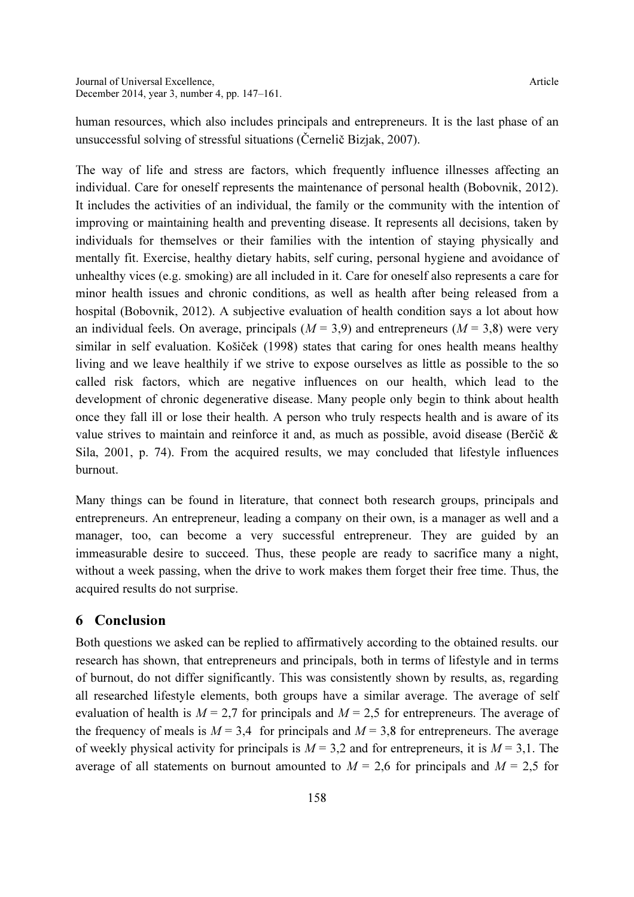human resources, which also includes principals and entrepreneurs. It is the last phase of an unsuccessful solving of stressful situations (Černelič Bizjak, 2007).

The way of life and stress are factors, which frequently influence illnesses affecting an individual. Care for oneself represents the maintenance of personal health (Bobovnik, 2012). It includes the activities of an individual, the family or the community with the intention of improving or maintaining health and preventing disease. It represents all decisions, taken by individuals for themselves or their families with the intention of staying physically and mentally fit. Exercise, healthy dietary habits, self curing, personal hygiene and avoidance of unhealthy vices (e.g. smoking) are all included in it. Care for oneself also represents a care for minor health issues and chronic conditions, as well as health after being released from a hospital (Bobovnik, 2012). A subjective evaluation of health condition says a lot about how an individual feels. On average, principals ($M$ = 3,9) and entrepreneurs ($M$ = 3,8) were very similar in self evaluation. Košiček (1998) states that caring for ones health means healthy living and we leave healthily if we strive to expose ourselves as little as possible to the so called risk factors, which are negative influences on our health, which lead to the development of chronic degenerative disease. Many people only begin to think about health once they fall ill or lose their health. A person who truly respects health and is aware of its value strives to maintain and reinforce it and, as much as possible, avoid disease (Berčič & Sila, 2001, p. 74). From the acquired results, we may concluded that lifestyle influences burnout.

Many things can be found in literature, that connect both research groups, principals and entrepreneurs. An entrepreneur, leading a company on their own, is a manager as well and a manager, too, can become a very successful entrepreneur. They are guided by an immeasurable desire to succeed. Thus, these people are ready to sacrifice many a night, without a week passing, when the drive to work makes them forget their free time. Thus, the acquired results do not surprise.

## 6 Conclusion

Both questions we asked can be replied to affirmatively according to the obtained results. our research has shown, that entrepreneurs and principals, both in terms of lifestyle and in terms of burnout, do not differ significantly. This was consistently shown by results, as, regarding all researched lifestyle elements, both groups have a similar average. The average of self evaluation of health is $M$ = 2,7 for principals and $M$ = 2,5 for entrepreneurs. The average of the frequency of meals is $M$ = 3,4 for principals and $M$ = 3,8 for entrepreneurs. The average of weekly physical activity for principals is $M$ = 3,2 and for entrepreneurs, it is $M$ = 3,1. The average of all statements on burnout amounted to $M$ = 2,6 for principals and $M$ = 2,5 for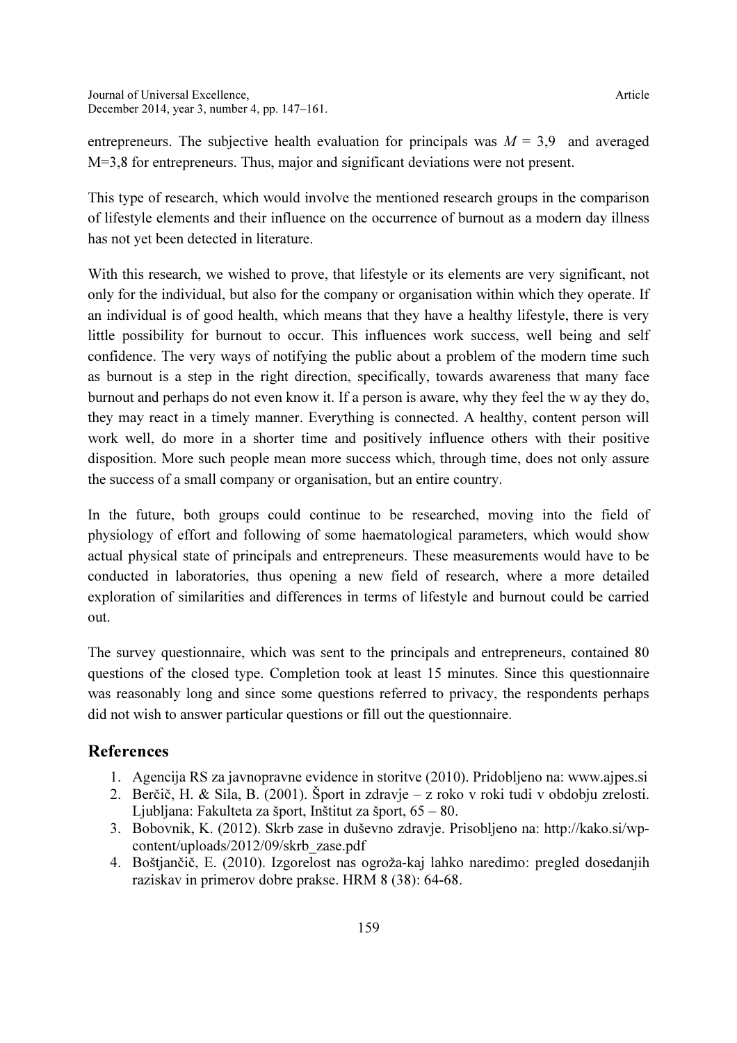entrepreneurs. The subjective health evaluation for principals was $M$ = 3,9 and averaged M=3,8 for entrepreneurs. Thus, major and significant deviations were not present.

This type of research, which would involve the mentioned research groups in the comparison of lifestyle elements and their influence on the occurrence of burnout as a modern day illness has not yet been detected in literature.

With this research, we wished to prove, that lifestyle or its elements are very significant, not only for the individual, but also for the company or organisation within which they operate. If an individual is of good health, which means that they have a healthy lifestyle, there is very little possibility for burnout to occur. This influences work success, well being and self confidence. The very ways of notifying the public about a problem of the modern time such as burnout is a step in the right direction, specifically, towards awareness that many face burnout and perhaps do not even know it. If a person is aware, why they feel the w ay they do, they may react in a timely manner. Everything is connected. A healthy, content person will work well, do more in a shorter time and positively influence others with their positive disposition. More such people mean more success which, through time, does not only assure the success of a small company or organisation, but an entire country.

In the future, both groups could continue to be researched, moving into the field of physiology of effort and following of some haematological parameters, which would show actual physical state of principals and entrepreneurs. These measurements would have to be conducted in laboratories, thus opening a new field of research, where a more detailed exploration of similarities and differences in terms of lifestyle and burnout could be carried out.

The survey questionnaire, which was sent to the principals and entrepreneurs, contained 80 questions of the closed type. Completion took at least 15 minutes. Since this questionnaire was reasonably long and since some questions referred to privacy, the respondents perhaps did not wish to answer particular questions or fill out the questionnaire.

## References

1. Agencija RS za javnopravne evidence in storitve (2010). Pridobljeno na: www.ajpes.si
2. Berčič, H. & Sila, B. (2001). Šport in zdravje – z roko v roki tudi v obdobju zrelosti. Ljubljana: Fakulteta za šport, Inštitut za šport, 65 – 80.
3. Bobovnik, K. (2012). Skrb zase in duševno zdravje. Prisobljeno na: http://kako.si/wp-content/uploads/2012/09/skrb_zase.pdf
4. Boštjančič, E. (2010). Izgorelost nas ogroža-kaj lahko naredimo: pregled dosedanjih raziskav in primerov dobre prakse. HRM 8 (38): 64-68.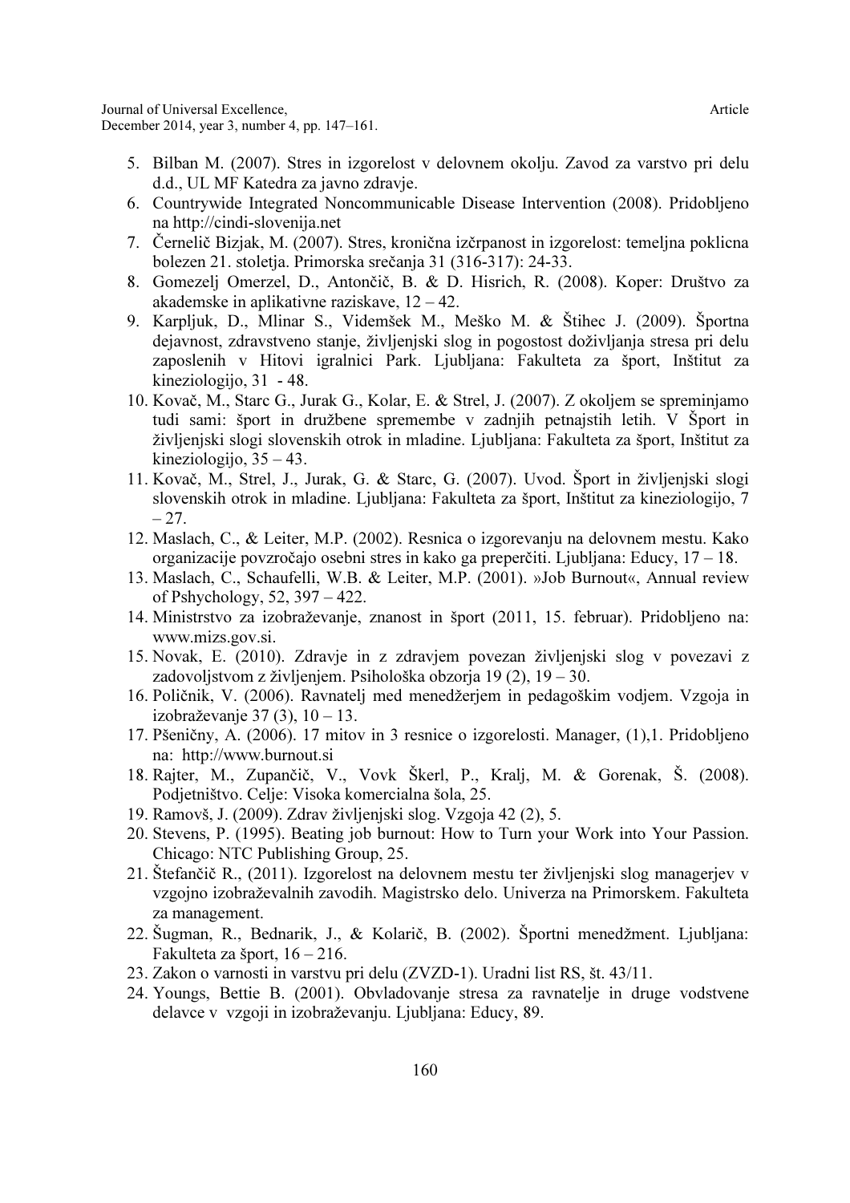5. Bilban M. (2007). Stres in izgorelost v delovnem okolju. Zavod za varstvo pri delu d.d., UL MF Katedra za javno zdravje.
6. Countrywide Integrated Noncommunicable Disease Intervention (2008). Pridobljeno na http://cindi-slovenija.net
7. Černelič Bizjak, M. (2007). Stres, kronična izčrpanost in izgorelost: temeljna poklicna bolezen 21. stoletja. Primorska srečanja 31 (316-317): 24-33.
8. Gomezelj Omerzel, D., Antončič, B. & D. Hisrich, R. (2008). Koper: Društvo za akademske in aplikativne raziskave, 12 – 42.
9. Karpljuk, D., Mlinar S., Videmšek M., Meško M. & Štihec J. (2009). Športna dejavnost, zdravstveno stanje, življenjski slog in pogostost doživljanja stresa pri delu zaposlenih v Hitovi igralnici Park. Ljubljana: Fakulteta za šport, Inštitut za kineziologijo, 31 - 48.
10. Kovač, M., Starc G., Jurak G., Kolar, E. & Strel, J. (2007). Z okoljem se spreminjamo tudi sami: šport in družbene spremembe v zadnjih petnajstih letih. V Šport in življenjski slogi slovenskih otrok in mladine. Ljubljana: Fakulteta za šport, Inštitut za kineziologijo, 35 – 43.
11. Kovač, M., Strel, J., Jurak, G. & Starc, G. (2007). Uvod. Šport in življenjski slogi slovenskih otrok in mladine. Ljubljana: Fakulteta za šport, Inštitut za kineziologijo, 7 – 27.
12. Maslach, C., & Leiter, M.P. (2002). Resnica o izgorevanju na delovnem mestu. Kako organizacije povzročajo osebni stres in kako ga preperčiti. Ljubljana: Educy, 17 – 18.
13. Maslach, C., Schaufelli, W.B. & Leiter, M.P. (2001). »Job Burnout«, Annual review of Pshychology, 52, 397 – 422.
14. Ministrstvo za izobraževanje, znanost in šport (2011, 15. februar). Pridobljeno na: www.mizs.gov.si.
15. Novak, E. (2010). Zdravje in z zdravjem povezan življenjski slog v povezavi z zadovoljstvom z življenjem. Psihološka obzorja 19 (2), 19 – 30.
16. Poličnik, V. (2006). Ravnatelj med menedžerjem in pedagoškim vodjem. Vzgoja in izobraževanje 37 (3), 10 – 13.
17. Pšeničny, A. (2006). 17 mitov in 3 resnice o izgorelosti. Manager, (1),1. Pridobljeno na: http://www.burnout.si
18. Rajter, M., Zupančič, V., Vovk Škerl, P., Kralj, M. & Gorenak, Š. (2008). Podjetništvo. Celje: Visoka komercialna šola, 25.
19. Ramovš, J. (2009). Zdrav življenjski slog. Vzgoja 42 (2), 5.
20. Stevens, P. (1995). Beating job burnout: How to Turn your Work into Your Passion. Chicago: NTC Publishing Group, 25.
21. Štefančič R., (2011). Izgorelost na delovnem mestu ter življenjski slog managerjev v vzgojno izobraževalnih zavodih. Magistrsko delo. Univerza na Primorskem. Fakulteta za management.
22. Šugman, R., Bednarik, J., & Kolarič, B. (2002). Športni menedžment. Ljubljana: Fakulteta za šport, 16 – 216.
23. Zakon o varnosti in varstvu pri delu (ZVZD-1). Uradni list RS, št. 43/11.
24. Youngs, Bettie B. (2001). Obvladovanje stresa za ravnatelje in druge vodstvene delavce v vzgoji in izobraževanju. Ljubljana: Educy, 89.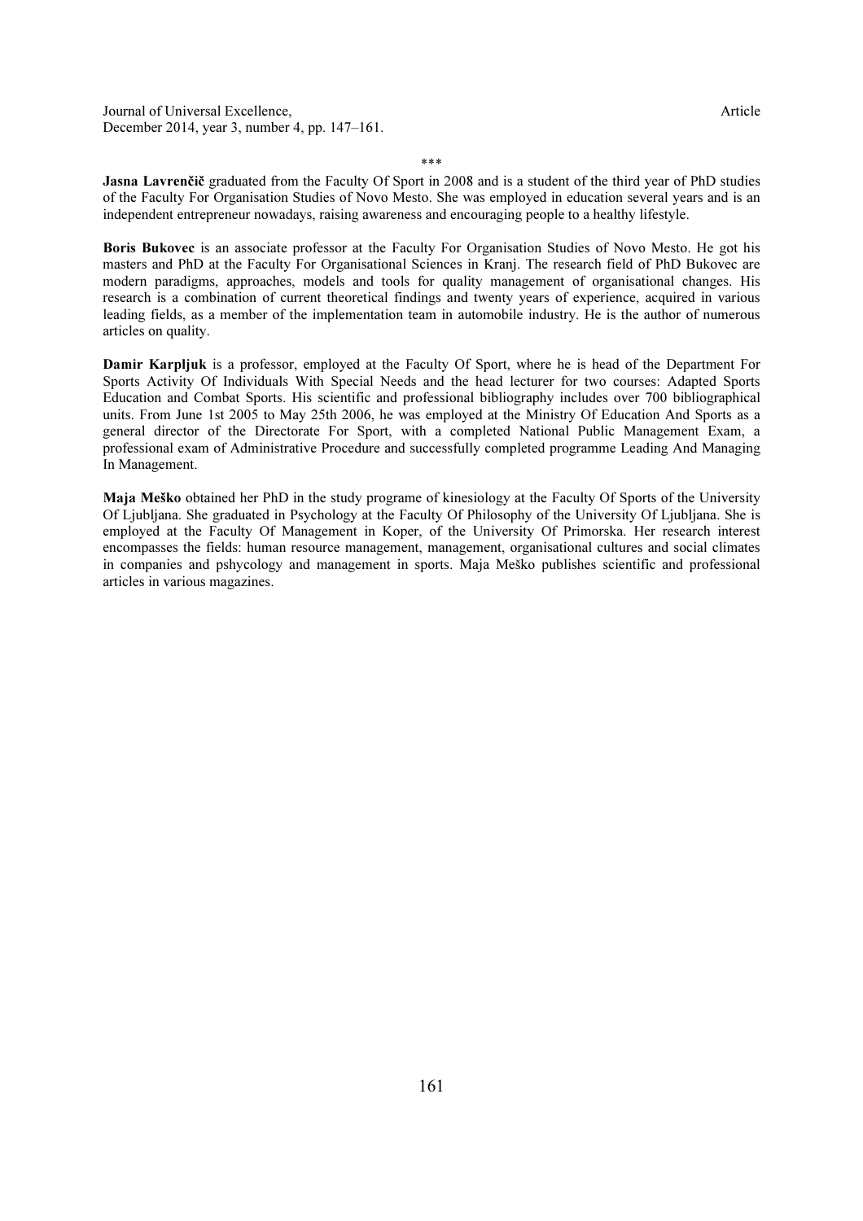\*\*\*

**Jasna Lavrenčič** graduated from the Faculty Of Sport in 2008 and is a student of the third year of PhD studies of the Faculty For Organisation Studies of Novo Mesto. She was employed in education several years and is an independent entrepreneur nowadays, raising awareness and encouraging people to a healthy lifestyle.

**Boris Bukovec** is an associate professor at the Faculty For Organisation Studies of Novo Mesto. He got his masters and PhD at the Faculty For Organisational Sciences in Kranj. The research field of PhD Bukovec are modern paradigms, approaches, models and tools for quality management of organisational changes. His research is a combination of current theoretical findings and twenty years of experience, acquired in various leading fields, as a member of the implementation team in automobile industry. He is the author of numerous articles on quality.

**Damir Karpljuk** is a professor, employed at the Faculty Of Sport, where he is head of the Department For Sports Activity Of Individuals With Special Needs and the head lecturer for two courses: Adapted Sports Education and Combat Sports. His scientific and professional bibliography includes over 700 bibliographical units. From June 1st 2005 to May 25th 2006, he was employed at the Ministry Of Education And Sports as a general director of the Directorate For Sport, with a completed National Public Management Exam, a professional exam of Administrative Procedure and successfully completed programme Leading And Managing In Management.

**Maja Meško** obtained her PhD in the study programe of kinesiology at the Faculty Of Sports of the University Of Ljubljana. She graduated in Psychology at the Faculty Of Philosophy of the University Of Ljubljana. She is employed at the Faculty Of Management in Koper, of the University Of Primorska. Her research interest encompasses the fields: human resource management, management, organisational cultures and social climates in companies and pshycology and management in sports. Maja Meško publishes scientific and professional articles in various magazines.